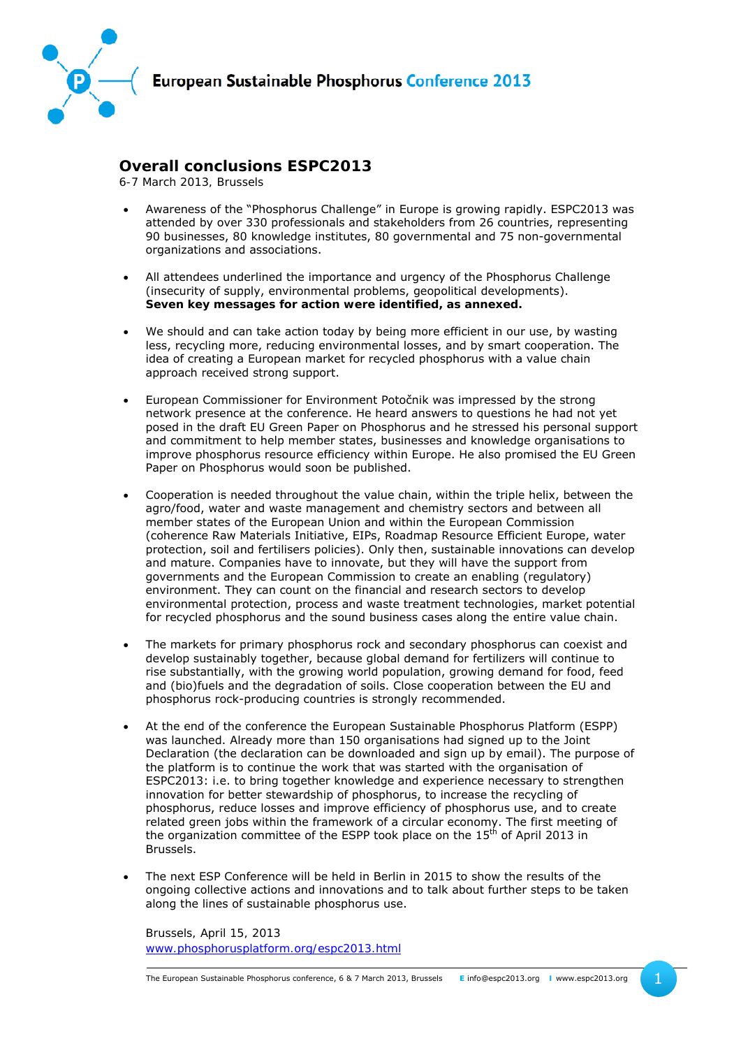European Sustainable Phosphorus Conference 2013

## Overall conclusions ESPC2013

6-7 March 2013, Brussels

- Awareness of the "Phosphorus Challenge" in Europe is growing rapidly. ESPC2013 was attended by over 330 professionals and stakeholders from 26 countries, representing 90 businesses, 80 knowledge institutes, 80 governmental and 75 non-governmental organizations and associations.

- All attendees underlined the importance and urgency of the Phosphorus Challenge (insecurity of supply, environmental problems, geopolitical developments). **Seven key messages for action were identified, as annexed.**

- We should and can take action today by being more efficient in our use, by wasting less, recycling more, reducing environmental losses, and by smart cooperation. The idea of creating a European market for recycled phosphorus with a value chain approach received strong support.

- European Commissioner for Environment Potočnik was impressed by the strong network presence at the conference. He heard answers to questions he had not yet posed in the draft EU Green Paper on Phosphorus and he stressed his personal support and commitment to help member states, businesses and knowledge organisations to improve phosphorus resource efficiency within Europe. He also promised the EU Green Paper on Phosphorus would soon be published.

- Cooperation is needed throughout the value chain, within the triple helix, between the agro/food, water and waste management and chemistry sectors and between all member states of the European Union and within the European Commission (coherence Raw Materials Initiative, EIPs, Roadmap Resource Efficient Europe, water protection, soil and fertilisers policies). Only then, sustainable innovations can develop and mature. Companies have to innovate, but they will have the support from governments and the European Commission to create an enabling (regulatory) environment. They can count on the financial and research sectors to develop environmental protection, process and waste treatment technologies, market potential for recycled phosphorus and the sound business cases along the entire value chain.

- The markets for primary phosphorus rock and secondary phosphorus can coexist and develop sustainably together, because global demand for fertilizers will continue to rise substantially, with the growing world population, growing demand for food, feed and (bio)fuels and the degradation of soils. Close cooperation between the EU and phosphorus rock-producing countries is strongly recommended.

- At the end of the conference the European Sustainable Phosphorus Platform (ESPP) was launched. Already more than 150 organisations had signed up to the Joint Declaration (the declaration can be downloaded and sign up by email). The purpose of the platform is to continue the work that was started with the organisation of ESPC2013: i.e. to bring together knowledge and experience necessary to strengthen innovation for better stewardship of phosphorus, to increase the recycling of phosphorus, reduce losses and improve efficiency of phosphorus use, and to create related green jobs within the framework of a circular economy. The first meeting of the organization committee of the ESPP took place on the 15th of April 2013 in Brussels.

- The next ESP Conference will be held in Berlin in 2015 to show the results of the ongoing collective actions and innovations and to talk about further steps to be taken along the lines of sustainable phosphorus use.

Brussels, April 15, 2013
www.phosphorusplatform.org/espc2013.html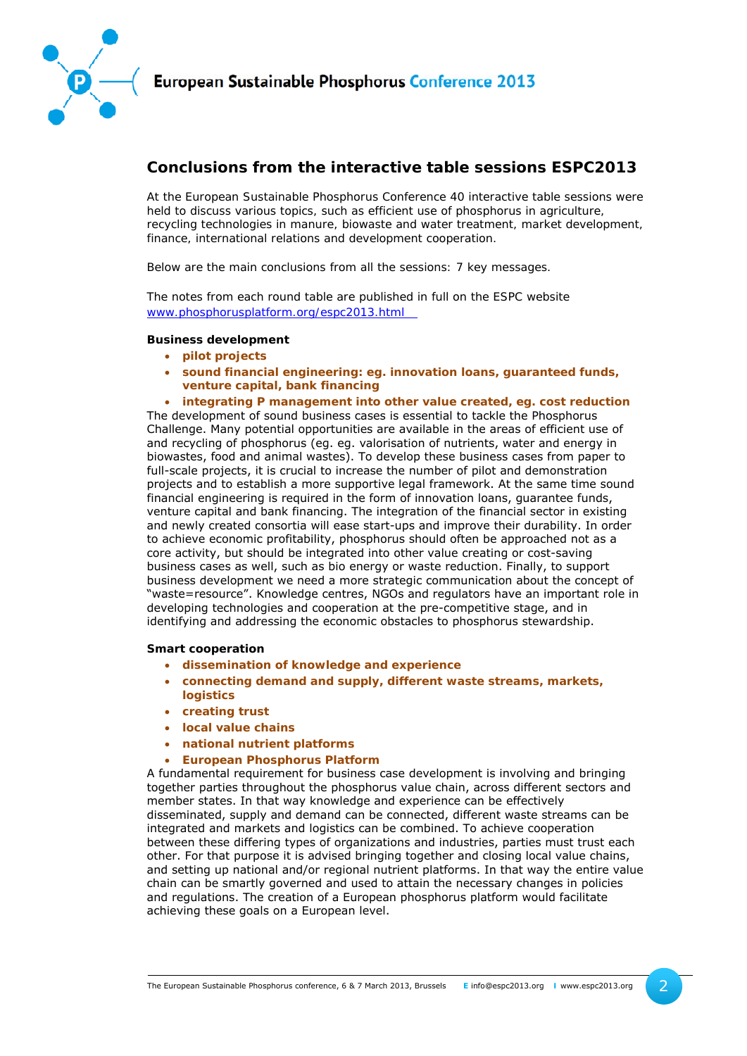## Conclusions from the interactive table sessions ESPC2013

At the European Sustainable Phosphorus Conference 40 interactive table sessions were held to discuss various topics, such as efficient use of phosphorus in agriculture, recycling technologies in manure, biowaste and water treatment, market development, finance, international relations and development cooperation.

Below are the main conclusions from all the sessions: 7 key messages.

The notes from each round table are published in full on the ESPC website [www.phosphorusplatform.org/espc2013.html](www.phosphorusplatform.org/espc2013.html)

**Business development**

- **pilot projects**
- **sound financial engineering: eg. innovation loans, guaranteed funds, venture capital, bank financing**
- **integrating P management into other value created, eg. cost reduction**

The development of sound business cases is essential to tackle the Phosphorus Challenge. Many potential opportunities are available in the areas of efficient use of and recycling of phosphorus (eg. eg. valorisation of nutrients, water and energy in biowastes, food and animal wastes). To develop these business cases from paper to full-scale projects, it is crucial to increase the number of pilot and demonstration projects and to establish a more supportive legal framework. At the same time sound financial engineering is required in the form of innovation loans, guarantee funds, venture capital and bank financing. The integration of the financial sector in existing and newly created consortia will ease start-ups and improve their durability. In order to achieve economic profitability, phosphorus should often be approached not as a core activity, but should be integrated into other value creating or cost-saving business cases as well, such as bio energy or waste reduction. Finally, to support business development we need a more strategic communication about the concept of "waste=resource". Knowledge centres, NGOs and regulators have an important role in developing technologies and cooperation at the pre-competitive stage, and in identifying and addressing the economic obstacles to phosphorus stewardship.

**Smart cooperation**

- **dissemination of knowledge and experience**
- **connecting demand and supply, different waste streams, markets, logistics**
- **creating trust**
- **local value chains**
- **national nutrient platforms**
- **European Phosphorus Platform**

A fundamental requirement for business case development is involving and bringing together parties throughout the phosphorus value chain, across different sectors and member states. In that way knowledge and experience can be effectively disseminated, supply and demand can be connected, different waste streams can be integrated and markets and logistics can be combined. To achieve cooperation between these differing types of organizations and industries, parties must trust each other. For that purpose it is advised bringing together and closing local value chains, and setting up national and/or regional nutrient platforms. In that way the entire value chain can be smartly governed and used to attain the necessary changes in policies and regulations. The creation of a European phosphorus platform would facilitate achieving these goals on a European level.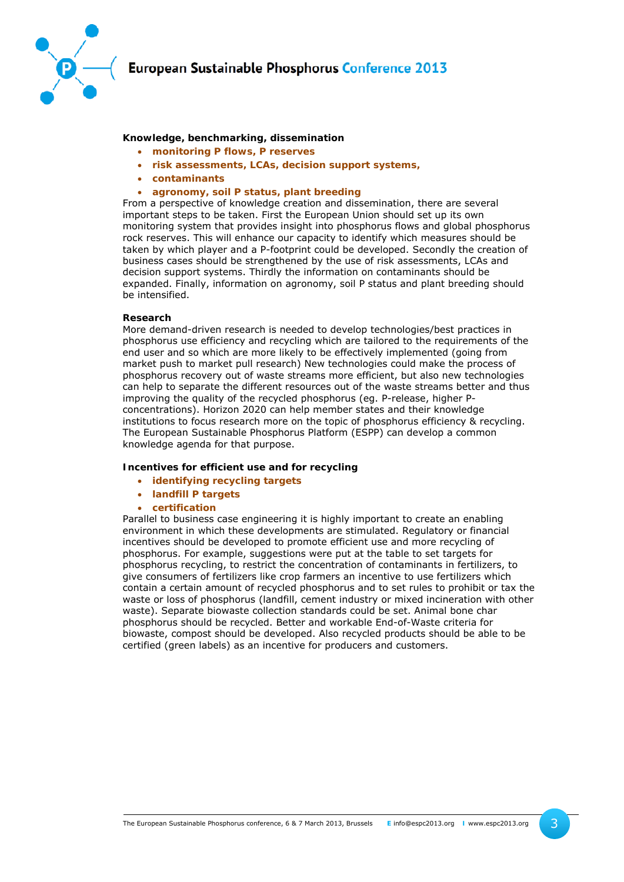**Knowledge, benchmarking, dissemination**

- **monitoring P flows, P reserves**
- **risk assessments, LCAs, decision support systems,**
- **contaminants**
- **agronomy, soil P status, plant breeding**

From a perspective of knowledge creation and dissemination, there are several important steps to be taken. First the European Union should set up its own monitoring system that provides insight into phosphorus flows and global phosphorus rock reserves. This will enhance our capacity to identify which measures should be taken by which player and a P-footprint could be developed. Secondly the creation of business cases should be strengthened by the use of risk assessments, LCAs and decision support systems. Thirdly the information on contaminants should be expanded. Finally, information on agronomy, soil P status and plant breeding should be intensified.

**Research**

More demand-driven research is needed to develop technologies/best practices in phosphorus use efficiency and recycling which are tailored to the requirements of the end user and so which are more likely to be effectively implemented (going from market push to market pull research) New technologies could make the process of phosphorus recovery out of waste streams more efficient, but also new technologies can help to separate the different resources out of the waste streams better and thus improving the quality of the recycled phosphorus (eg. P-release, higher P-concentrations). Horizon 2020 can help member states and their knowledge institutions to focus research more on the topic of phosphorus efficiency & recycling. The European Sustainable Phosphorus Platform (ESPP) can develop a common knowledge agenda for that purpose.

**Incentives for efficient use and for recycling**

- **identifying recycling targets**
- **landfill P targets**
- **certification**

Parallel to business case engineering it is highly important to create an enabling environment in which these developments are stimulated. Regulatory or financial incentives should be developed to promote efficient use and more recycling of phosphorus. For example, suggestions were put at the table to set targets for phosphorus recycling, to restrict the concentration of contaminants in fertilizers, to give consumers of fertilizers like crop farmers an incentive to use fertilizers which contain a certain amount of recycled phosphorus and to set rules to prohibit or tax the waste or loss of phosphorus (landfill, cement industry or mixed incineration with other waste). Separate biowaste collection standards could be set. Animal bone char phosphorus should be recycled. Better and workable End-of-Waste criteria for biowaste, compost should be developed. Also recycled products should be able to be certified (green labels) as an incentive for producers and customers.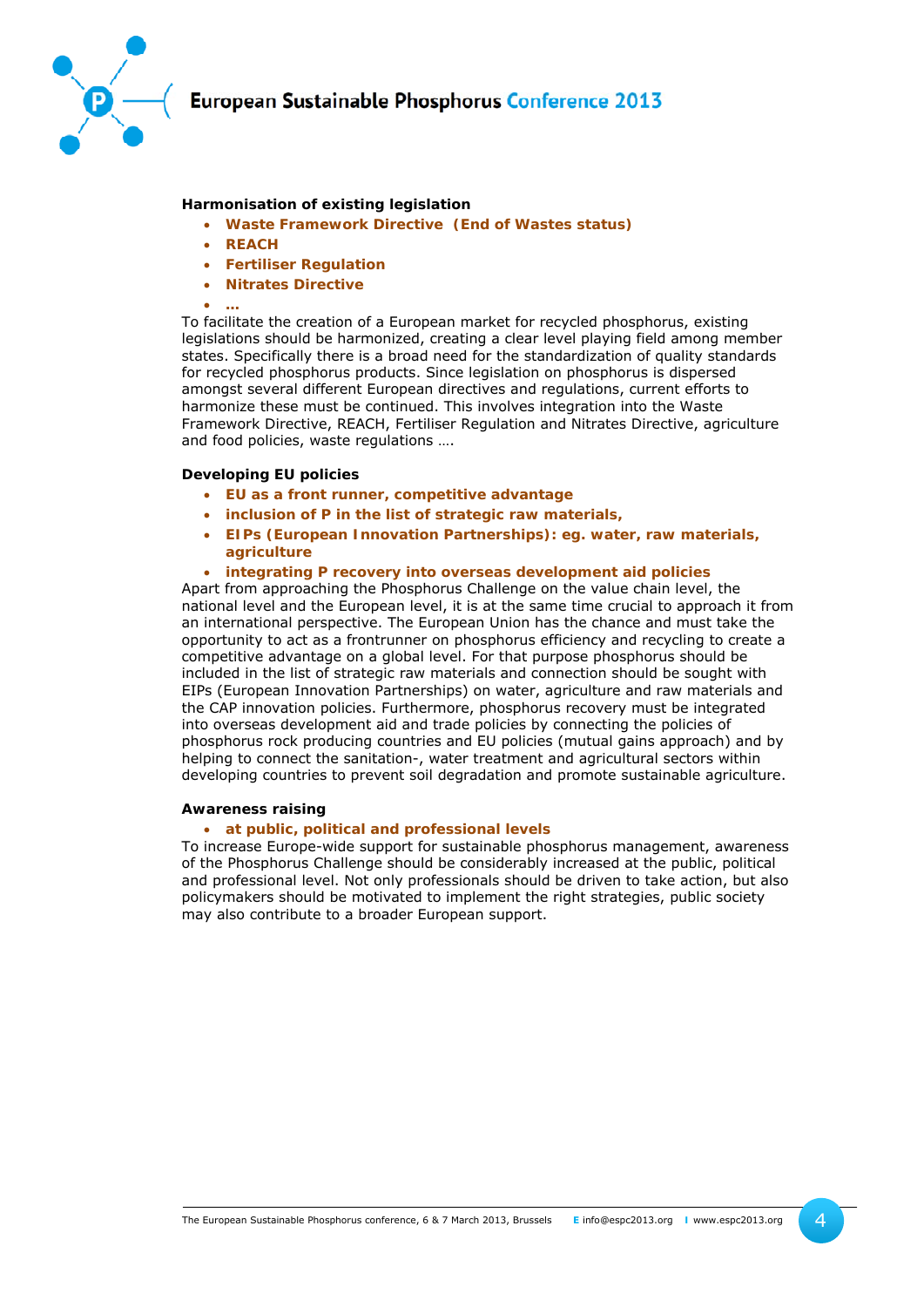**Harmonisation of existing legislation**

- **Waste Framework Directive (End of Wastes status)**
- **REACH**
- **Fertiliser Regulation**
- **Nitrates Directive**
- **…**

To facilitate the creation of a European market for recycled phosphorus, existing legislations should be harmonized, creating a clear level playing field among member states. Specifically there is a broad need for the standardization of quality standards for recycled phosphorus products. Since legislation on phosphorus is dispersed amongst several different European directives and regulations, current efforts to harmonize these must be continued. This involves integration into the Waste Framework Directive, REACH, Fertiliser Regulation and Nitrates Directive, agriculture and food policies, waste regulations ….

**Developing EU policies**

- **EU as a front runner, competitive advantage**
- **inclusion of P in the list of strategic raw materials,**
- **EIPs (European Innovation Partnerships): eg. water, raw materials, agriculture**
- **integrating P recovery into overseas development aid policies**

Apart from approaching the Phosphorus Challenge on the value chain level, the national level and the European level, it is at the same time crucial to approach it from an international perspective. The European Union has the chance and must take the opportunity to act as a frontrunner on phosphorus efficiency and recycling to create a competitive advantage on a global level. For that purpose phosphorus should be included in the list of strategic raw materials and connection should be sought with EIPs (European Innovation Partnerships) on water, agriculture and raw materials and the CAP innovation policies. Furthermore, phosphorus recovery must be integrated into overseas development aid and trade policies by connecting the policies of phosphorus rock producing countries and EU policies (mutual gains approach) and by helping to connect the sanitation-, water treatment and agricultural sectors within developing countries to prevent soil degradation and promote sustainable agriculture.

**Awareness raising**

- **at public, political and professional levels**

To increase Europe-wide support for sustainable phosphorus management, awareness of the Phosphorus Challenge should be considerably increased at the public, political and professional level. Not only professionals should be driven to take action, but also policymakers should be motivated to implement the right strategies, public society may also contribute to a broader European support.